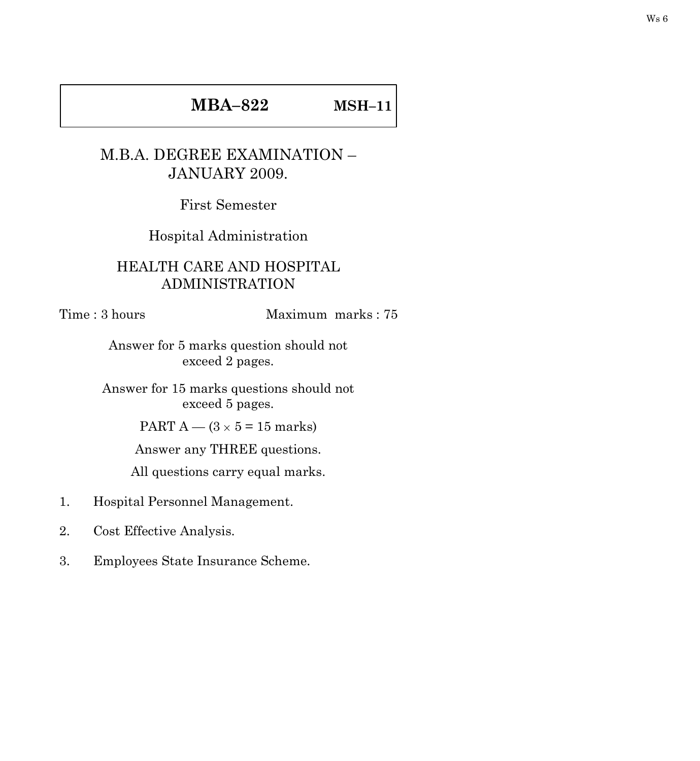Ws 6

**MBA–822** **MSH–11**

M.B.A. DEGREE EXAMINATION – JANUARY 2009.

First Semester

Hospital Administration

HEALTH CARE AND HOSPITAL ADMINISTRATION

Time : 3 hours Maximum marks : 75

Answer for 5 marks question should not exceed 2 pages.

Answer for 15 marks questions should not exceed 5 pages.

PART A — ($3 \times 5 = 15$ marks)

Answer any THREE questions.

All questions carry equal marks.

1. Hospital Personnel Management.
2. Cost Effective Analysis.
3. Employees State Insurance Scheme.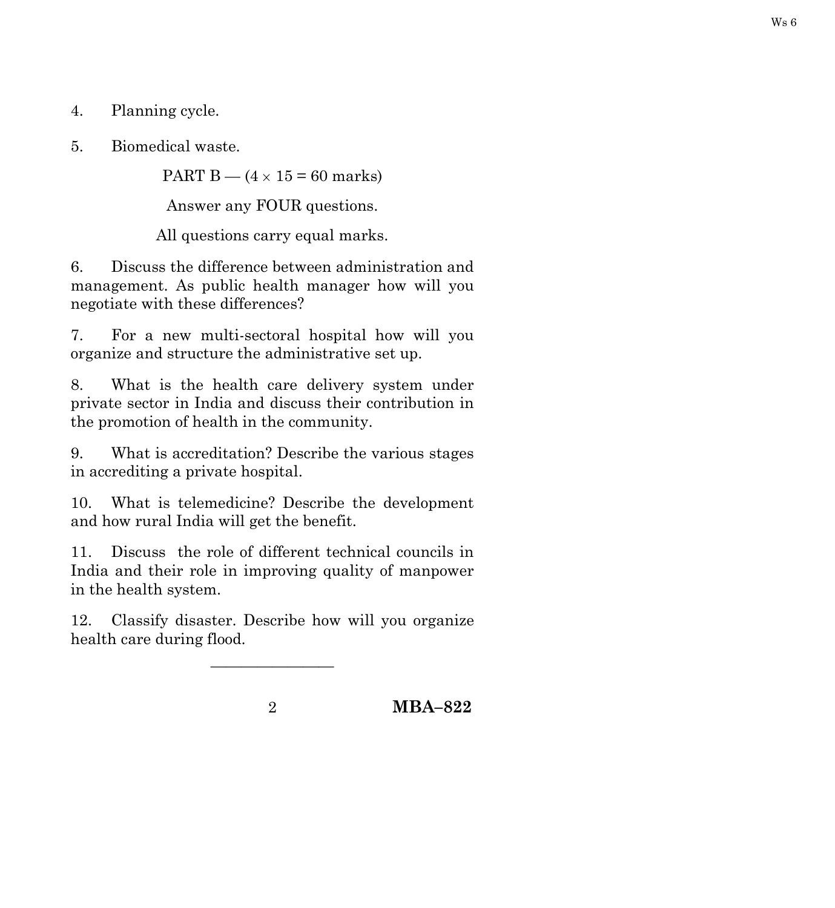4. Planning cycle.

5. Biomedical waste.

PART B — (4 × 15 = 60 marks)

Answer any FOUR questions.

All questions carry equal marks.

6. Discuss the difference between administration and management. As public health manager how will you negotiate with these differences?

7. For a new multi-sectoral hospital how will you organize and structure the administrative set up.

8. What is the health care delivery system under private sector in India and discuss their contribution in the promotion of health in the community.

9. What is accreditation? Describe the various stages in accrediting a private hospital.

10. What is telemedicine? Describe the development and how rural India will get the benefit.

11. Discuss the role of different technical councils in India and their role in improving quality of manpower in the health system.

12. Classify disaster. Describe how will you organize health care during flood.

————————